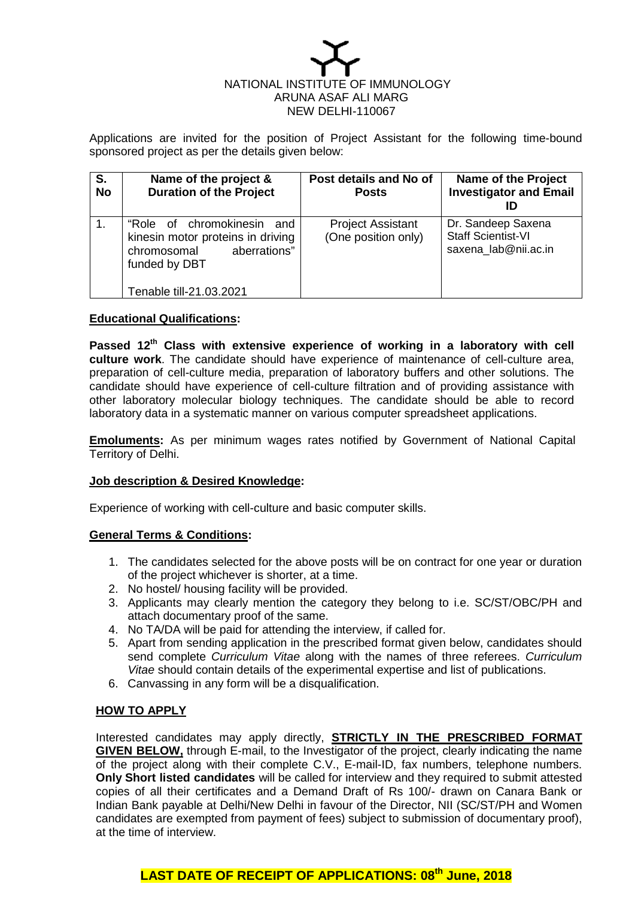NATIONAL INSTITUTE OF IMMUNOLOGY
ARUNA ASAF ALI MARG
NEW DELHI-110067

Applications are invited for the position of Project Assistant for the following time-bound sponsored project as per the details given below:

| S. No | Name of the project & Duration of the Project | Post details and No of Posts | Name of the Project Investigator and Email ID |
|---|---|---|---|
| 1. | "Role of chromokinesin and kinesin motor proteins in driving chromosomal aberrations" funded by DBT<br><br>Tenable till-21.03.2021 | Project Assistant (One position only) | Dr. Sandeep Saxena Staff Scientist-VI saxena_lab@nii.ac.in |

**Educational Qualifications:**

**Passed 12th Class with extensive experience of working in a laboratory with cell culture work**. The candidate should have experience of maintenance of cell-culture area, preparation of cell-culture media, preparation of laboratory buffers and other solutions. The candidate should have experience of cell-culture filtration and of providing assistance with other laboratory molecular biology techniques. The candidate should be able to record laboratory data in a systematic manner on various computer spreadsheet applications.

**Emoluments:** As per minimum wages rates notified by Government of National Capital Territory of Delhi.

**Job description & Desired Knowledge:**

Experience of working with cell-culture and basic computer skills.

**General Terms & Conditions:**

1. The candidates selected for the above posts will be on contract for one year or duration of the project whichever is shorter, at a time.
2. No hostel/ housing facility will be provided.
3. Applicants may clearly mention the category they belong to i.e. SC/ST/OBC/PH and attach documentary proof of the same.
4. No TA/DA will be paid for attending the interview, if called for.
5. Apart from sending application in the prescribed format given below, candidates should send complete *Curriculum Vitae* along with the names of three referees. *Curriculum Vitae* should contain details of the experimental expertise and list of publications.
6. Canvassing in any form will be a disqualification.

**HOW TO APPLY**

Interested candidates may apply directly, **STRICTLY IN THE PRESCRIBED FORMAT GIVEN BELOW,** through E-mail, to the Investigator of the project, clearly indicating the name of the project along with their complete C.V., E-mail-ID, fax numbers, telephone numbers. **Only Short listed candidates** will be called for interview and they required to submit attested copies of all their certificates and a Demand Draft of Rs 100/- drawn on Canara Bank or Indian Bank payable at Delhi/New Delhi in favour of the Director, NII (SC/ST/PH and Women candidates are exempted from payment of fees) subject to submission of documentary proof), at the time of interview.

**LAST DATE OF RECEIPT OF APPLICATIONS: 08th June, 2018**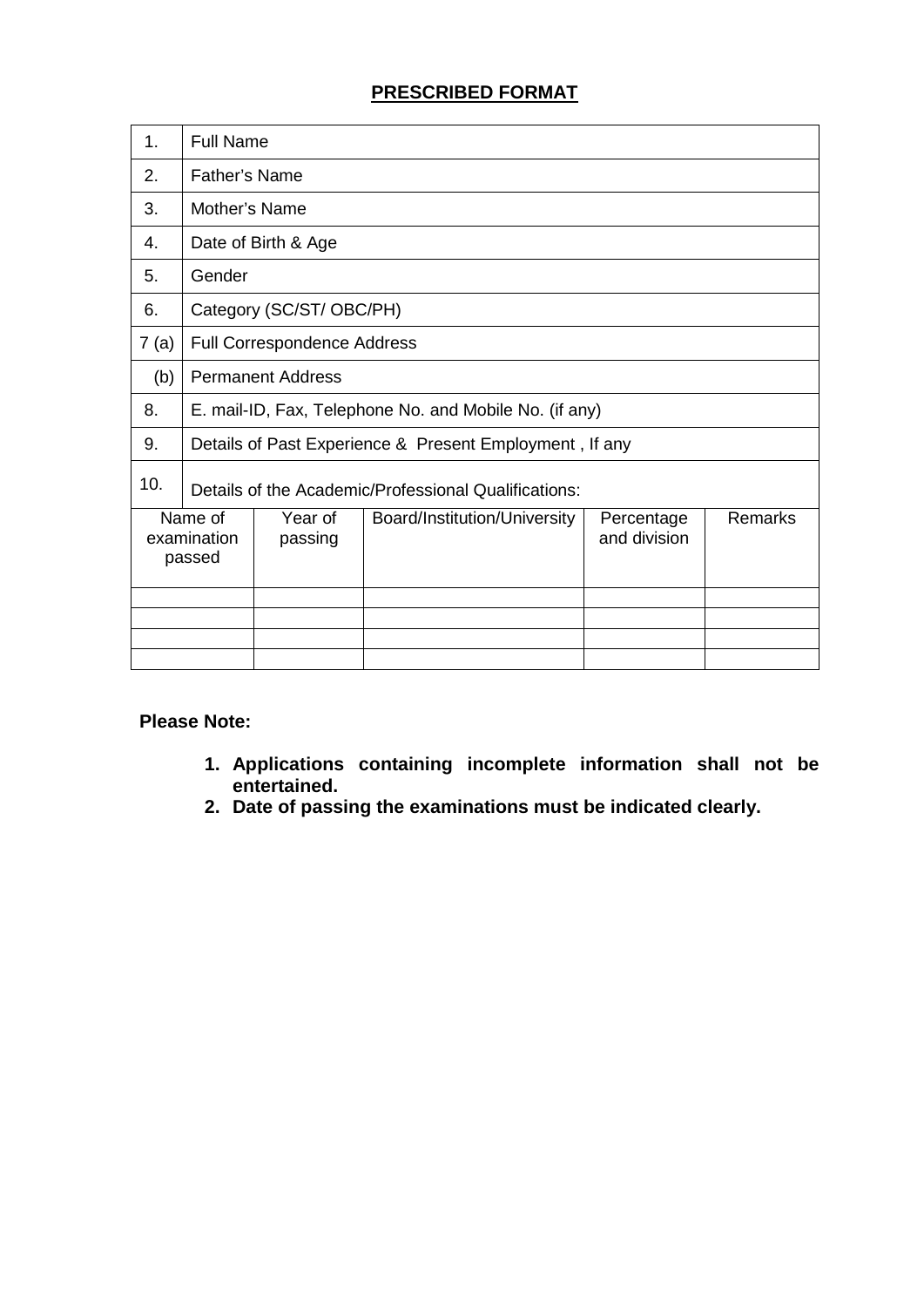## PRESCRIBED FORMAT

| | |
|---|---|
| 1. | Full Name |
| 2. | Father's Name |
| 3. | Mother's Name |
| 4. | Date of Birth & Age |
| 5. | Gender |
| 6. | Category (SC/ST/ OBC/PH) |
| 7 (a) | Full Correspondence Address |
| (b) | Permanent Address |
| 8. | E. mail-ID, Fax, Telephone No. and Mobile No. (if any) |
| 9. | Details of Past Experience & Present Employment , If any |
| 10. | Details of the Academic/Professional Qualifications: |

| Name of examination passed | Year of passing | Board/Institution/University | Percentage and division | Remarks |
|---|---|---|---|---|
| | | | | |
| | | | | |
| | | | | |
| | | | | |

**Please Note:**

1. **Applications containing incomplete information shall not be entertained.**
2. **Date of passing the examinations must be indicated clearly.**